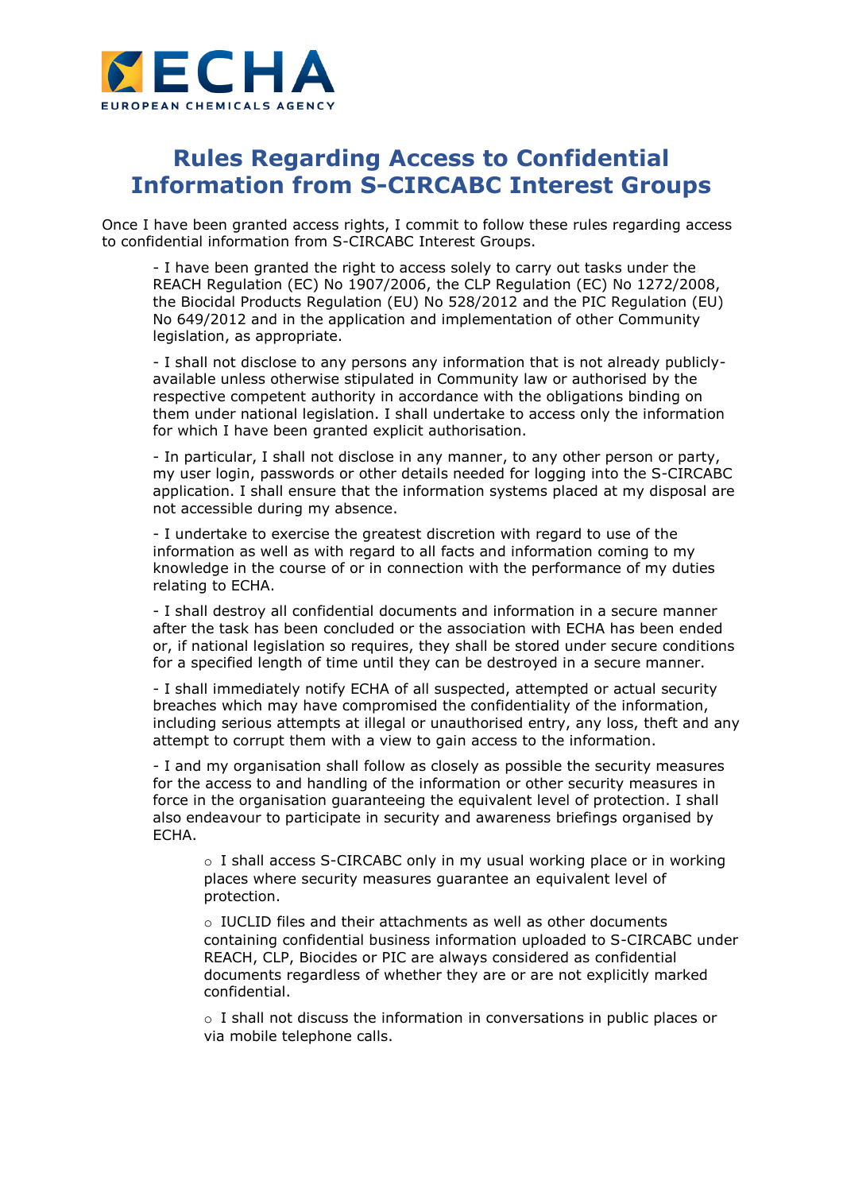# Rules Regarding Access to Confidential Information from S-CIRCABC Interest Groups

Once I have been granted access rights, I commit to follow these rules regarding access to confidential information from S-CIRCABC Interest Groups.

- I have been granted the right to access solely to carry out tasks under the REACH Regulation (EC) No 1907/2006, the CLP Regulation (EC) No 1272/2008, the Biocidal Products Regulation (EU) No 528/2012 and the PIC Regulation (EU) No 649/2012 and in the application and implementation of other Community legislation, as appropriate.

- I shall not disclose to any persons any information that is not already publicly-available unless otherwise stipulated in Community law or authorised by the respective competent authority in accordance with the obligations binding on them under national legislation. I shall undertake to access only the information for which I have been granted explicit authorisation.

- In particular, I shall not disclose in any manner, to any other person or party, my user login, passwords or other details needed for logging into the S-CIRCABC application. I shall ensure that the information systems placed at my disposal are not accessible during my absence.

- I undertake to exercise the greatest discretion with regard to use of the information as well as with regard to all facts and information coming to my knowledge in the course of or in connection with the performance of my duties relating to ECHA.

- I shall destroy all confidential documents and information in a secure manner after the task has been concluded or the association with ECHA has been ended or, if national legislation so requires, they shall be stored under secure conditions for a specified length of time until they can be destroyed in a secure manner.

- I shall immediately notify ECHA of all suspected, attempted or actual security breaches which may have compromised the confidentiality of the information, including serious attempts at illegal or unauthorised entry, any loss, theft and any attempt to corrupt them with a view to gain access to the information.

- I and my organisation shall follow as closely as possible the security measures for the access to and handling of the information or other security measures in force in the organisation guaranteeing the equivalent level of protection. I shall also endeavour to participate in security and awareness briefings organised by ECHA.

  - I shall access S-CIRCABC only in my usual working place or in working places where security measures guarantee an equivalent level of protection.

  - IUCLID files and their attachments as well as other documents containing confidential business information uploaded to S-CIRCABC under REACH, CLP, Biocides or PIC are always considered as confidential documents regardless of whether they are or are not explicitly marked confidential.

  - I shall not discuss the information in conversations in public places or via mobile telephone calls.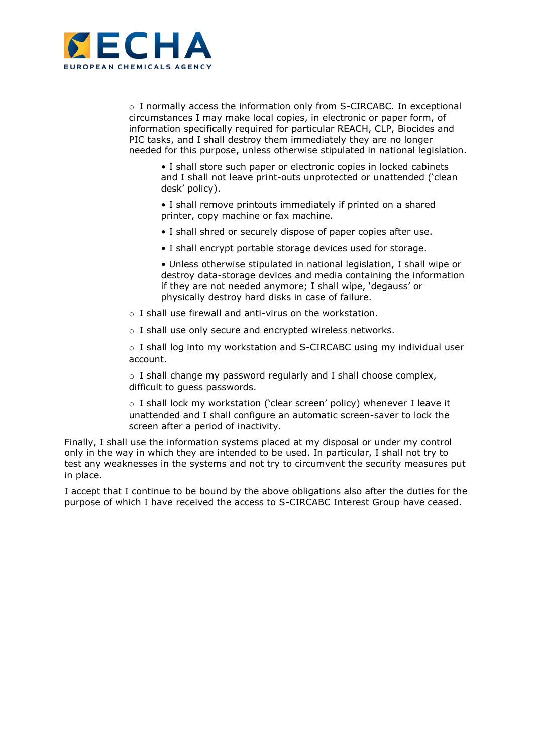- I normally access the information only from S-CIRCABC. In exceptional circumstances I may make local copies, in electronic or paper form, of information specifically required for particular REACH, CLP, Biocides and PIC tasks, and I shall destroy them immediately they are no longer needed for this purpose, unless otherwise stipulated in national legislation.
    - I shall store such paper or electronic copies in locked cabinets and I shall not leave print-outs unprotected or unattended ('clean desk' policy).
    - I shall remove printouts immediately if printed on a shared printer, copy machine or fax machine.
    - I shall shred or securely dispose of paper copies after use.
    - I shall encrypt portable storage devices used for storage.
    - Unless otherwise stipulated in national legislation, I shall wipe or destroy data-storage devices and media containing the information if they are not needed anymore; I shall wipe, 'degauss' or physically destroy hard disks in case of failure.
- I shall use firewall and anti-virus on the workstation.
- I shall use only secure and encrypted wireless networks.
- I shall log into my workstation and S-CIRCABC using my individual user account.
- I shall change my password regularly and I shall choose complex, difficult to guess passwords.
- I shall lock my workstation ('clear screen' policy) whenever I leave it unattended and I shall configure an automatic screen-saver to lock the screen after a period of inactivity.

Finally, I shall use the information systems placed at my disposal or under my control only in the way in which they are intended to be used. In particular, I shall not try to test any weaknesses in the systems and not try to circumvent the security measures put in place.

I accept that I continue to be bound by the above obligations also after the duties for the purpose of which I have received the access to S-CIRCABC Interest Group have ceased.